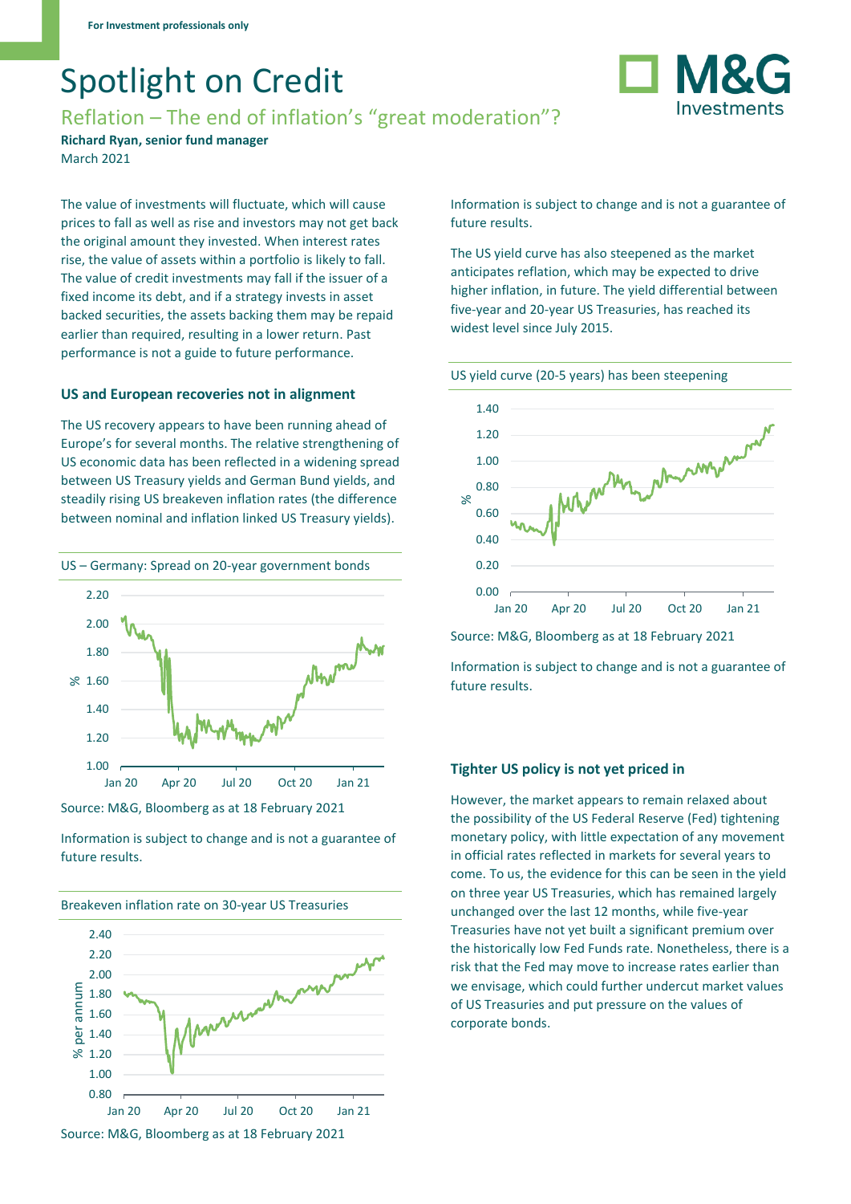For Investment professionals only

# Spotlight on Credit

## Reflation – The end of inflation's "great moderation"?

**Richard Ryan, senior fund manager**

March 2021

The value of investments will fluctuate, which will cause prices to fall as well as rise and investors may not get back the original amount they invested. When interest rates rise, the value of assets within a portfolio is likely to fall. The value of credit investments may fall if the issuer of a fixed income its debt, and if a strategy invests in asset backed securities, the assets backing them may be repaid earlier than required, resulting in a lower return. Past performance is not a guide to future performance.

### US and European recoveries not in alignment

The US recovery appears to have been running ahead of Europe's for several months. The relative strengthening of US economic data has been reflected in a widening spread between US Treasury yields and German Bund yields, and steadily rising US breakeven inflation rates (the difference between nominal and inflation linked US Treasury yields).

US – Germany: Spread on 20-year government bonds

Source: M&G, Bloomberg as at 18 February 2021

Information is subject to change and is not a guarantee of future results.

Breakeven inflation rate on 30-year US Treasuries

Source: M&G, Bloomberg as at 18 February 2021

Information is subject to change and is not a guarantee of future results.

The US yield curve has also steepened as the market anticipates reflation, which may be expected to drive higher inflation, in future. The yield differential between five-year and 20-year US Treasuries, has reached its widest level since July 2015.

US yield curve (20-5 years) has been steepening

Source: M&G, Bloomberg as at 18 February 2021

Information is subject to change and is not a guarantee of future results.

### Tighter US policy is not yet priced in

However, the market appears to remain relaxed about the possibility of the US Federal Reserve (Fed) tightening monetary policy, with little expectation of any movement in official rates reflected in markets for several years to come. To us, the evidence for this can be seen in the yield on three year US Treasuries, which has remained largely unchanged over the last 12 months, while five-year Treasuries have not yet built a significant premium over the historically low Fed Funds rate. Nonetheless, there is a risk that the Fed may move to increase rates earlier than we envisage, which could further undercut market values of US Treasuries and put pressure on the values of corporate bonds.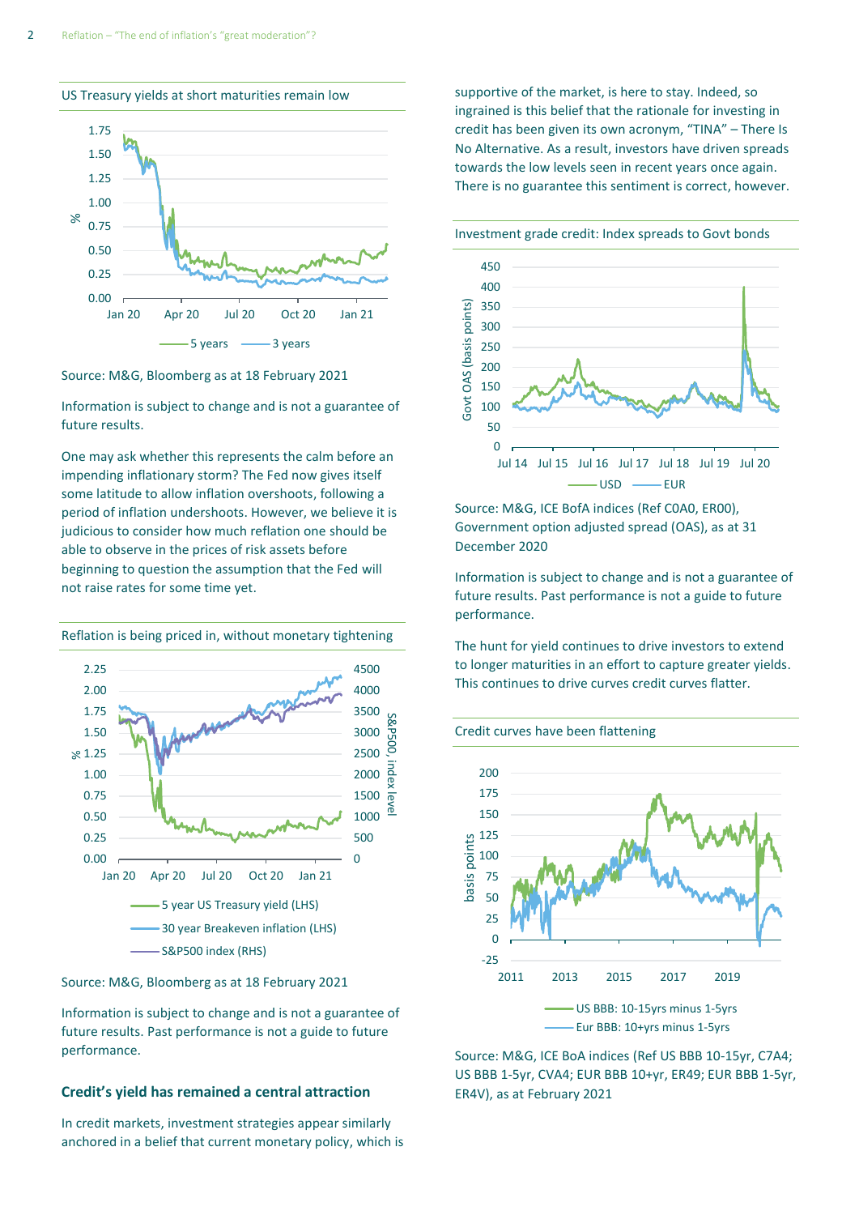US Treasury yields at short maturities remain low

Source: M&G, Bloomberg as at 18 February 2021

Information is subject to change and is not a guarantee of future results.

One may ask whether this represents the calm before an impending inflationary storm? The Fed now gives itself some latitude to allow inflation overshoots, following a period of inflation undershoots. However, we believe it is judicious to consider how much reflation one should be able to observe in the prices of risk assets before beginning to question the assumption that the Fed will not raise rates for some time yet.

Reflation is being priced in, without monetary tightening

Source: M&G, Bloomberg as at 18 February 2021

Information is subject to change and is not a guarantee of future results. Past performance is not a guide to future performance.

## Credit's yield has remained a central attraction

In credit markets, investment strategies appear similarly anchored in a belief that current monetary policy, which is supportive of the market, is here to stay. Indeed, so ingrained is this belief that the rationale for investing in credit has been given its own acronym, "TINA" – There Is No Alternative. As a result, investors have driven spreads towards the low levels seen in recent years once again. There is no guarantee this sentiment is correct, however.

Investment grade credit: Index spreads to Govt bonds

Source: M&G, ICE BofA indices (Ref C0A0, ER00), Government option adjusted spread (OAS), as at 31 December 2020

Information is subject to change and is not a guarantee of future results. Past performance is not a guide to future performance.

The hunt for yield continues to drive investors to extend to longer maturities in an effort to capture greater yields. This continues to drive curves credit curves flatter.

Credit curves have been flattening

Source: M&G, ICE BoA indices (Ref US BBB 10-15yr, C7A4; US BBB 1-5yr, CVA4; EUR BBB 10+yr, ER49; EUR BBB 1-5yr, ER4V), as at February 2021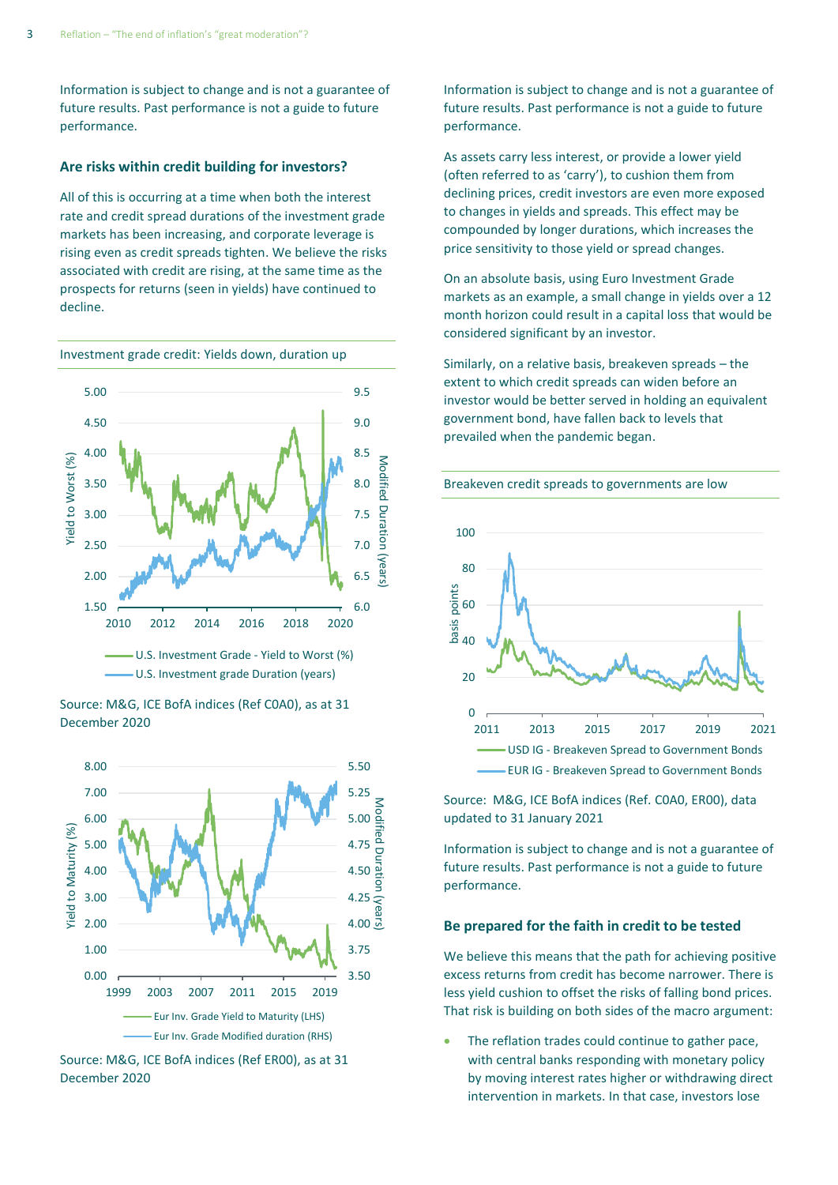Information is subject to change and is not a guarantee of future results. Past performance is not a guide to future performance.

### Are risks within credit building for investors?

All of this is occurring at a time when both the interest rate and credit spread durations of the investment grade markets has been increasing, and corporate leverage is rising even as credit spreads tighten. We believe the risks associated with credit are rising, at the same time as the prospects for returns (seen in yields) have continued to decline.

Investment grade credit: Yields down, duration up

Source: M&G, ICE BofA indices (Ref C0A0), as at 31 December 2020

Source: M&G, ICE BofA indices (Ref ER00), as at 31 December 2020

Information is subject to change and is not a guarantee of future results. Past performance is not a guide to future performance.

As assets carry less interest, or provide a lower yield (often referred to as 'carry'), to cushion them from declining prices, credit investors are even more exposed to changes in yields and spreads. This effect may be compounded by longer durations, which increases the price sensitivity to those yield or spread changes.

On an absolute basis, using Euro Investment Grade markets as an example, a small change in yields over a 12 month horizon could result in a capital loss that would be considered significant by an investor.

Similarly, on a relative basis, breakeven spreads – the extent to which credit spreads can widen before an investor would be better served in holding an equivalent government bond, have fallen back to levels that prevailed when the pandemic began.

Breakeven credit spreads to governments are low

Source: M&G, ICE BofA indices (Ref. C0A0, ER00), data updated to 31 January 2021

Information is subject to change and is not a guarantee of future results. Past performance is not a guide to future performance.

### Be prepared for the faith in credit to be tested

We believe this means that the path for achieving positive excess returns from credit has become narrower. There is less yield cushion to offset the risks of falling bond prices. That risk is building on both sides of the macro argument:

- The reflation trades could continue to gather pace, with central banks responding with monetary policy by moving interest rates higher or withdrawing direct intervention in markets. In that case, investors lose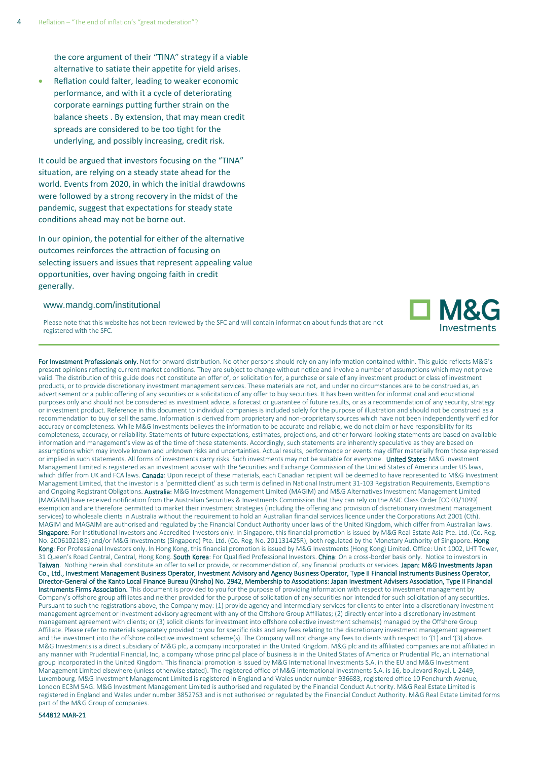the core argument of their "TINA" strategy if a viable alternative to satiate their appetite for yield arises.

- Reflation could falter, leading to weaker economic performance, and with it a cycle of deteriorating corporate earnings putting further strain on the balance sheets . By extension, that may mean credit spreads are considered to be too tight for the underlying, and possibly increasing, credit risk.

It could be argued that investors focusing on the "TINA" situation, are relying on a steady state ahead for the world. Events from 2020, in which the initial drawdowns were followed by a strong recovery in the midst of the pandemic, suggest that expectations for steady state conditions ahead may not be borne out.

In our opinion, the potential for either of the alternative outcomes reinforces the attraction of focusing on selecting issuers and issues that represent appealing value opportunities, over having ongoing faith in credit generally.

www.mandg.com/institutional

Please note that this website has not been reviewed by the SFC and will contain information about funds that are not registered with the SFC.

M&G Investments

**For Investment Professionals only.** Not for onward distribution. No other persons should rely on any information contained within. This guide reflects M&G's present opinions reflecting current market conditions. They are subject to change without notice and involve a number of assumptions which may not prove valid. The distribution of this guide does not constitute an offer of, or solicitation for, a purchase or sale of any investment product or class of investment products, or to provide discretionary investment management services. These materials are not, and under no circumstances are to be construed as, an advertisement or a public offering of any securities or a solicitation of any offer to buy securities. It has been written for informational and educational purposes only and should not be considered as investment advice, a forecast or guarantee of future results, or as a recommendation of any security, strategy or investment product. Reference in this document to individual companies is included solely for the purpose of illustration and should not be construed as a recommendation to buy or sell the same. Information is derived from proprietary and non-proprietary sources which have not been independently verified for accuracy or completeness. While M&G Investments believes the information to be accurate and reliable, we do not claim or have responsibility for its completeness, accuracy, or reliability. Statements of future expectations, estimates, projections, and other forward-looking statements are based on available information and management's view as of the time of these statements. Accordingly, such statements are inherently speculative as they are based on assumptions which may involve known and unknown risks and uncertainties. Actual results, performance or events may differ materially from those expressed or implied in such statements. All forms of investments carry risks. Such investments may not be suitable for everyone. **United States**: M&G Investment Management Limited is registered as an investment adviser with the Securities and Exchange Commission of the United States of America under US laws, which differ from UK and FCA laws. **Canada**: Upon receipt of these materials, each Canadian recipient will be deemed to have represented to M&G Investment Management Limited, that the investor is a 'permitted client' as such term is defined in National Instrument 31-103 Registration Requirements, Exemptions and Ongoing Registrant Obligations. **Australia:** M&G Investment Management Limited (MAGIM) and M&G Alternatives Investment Management Limited (MAGAIM) have received notification from the Australian Securities & Investments Commission that they can rely on the ASIC Class Order [CO 03/1099] exemption and are therefore permitted to market their investment strategies (including the offering and provision of discretionary investment management services) to wholesale clients in Australia without the requirement to hold an Australian financial services licence under the Corporations Act 2001 (Cth). MAGIM and MAGAIM are authorised and regulated by the Financial Conduct Authority under laws of the United Kingdom, which differ from Australian laws. **Singapore**: For Institutional Investors and Accredited Investors only. In Singapore, this financial promotion is issued by M&G Real Estate Asia Pte. Ltd. (Co. Reg. No. 200610218G) and/or M&G Investments (Singapore) Pte. Ltd. (Co. Reg. No. 201131425R), both regulated by the Monetary Authority of Singapore. **Hong Kong**: For Professional Investors only. In Hong Kong, this financial promotion is issued by M&G Investments (Hong Kong) Limited. Office: Unit 1002, LHT Tower, 31 Queen's Road Central, Central, Hong Kong. **South Korea**: For Qualified Professional Investors. **China**: On a cross-border basis only. Notice to investors in **Taiwan**. Nothing herein shall constitute an offer to sell or provide, or recommendation of, any financial products or services. **Japan: M&G Investments Japan Co., Ltd., Investment Management Business Operator, Investment Advisory and Agency Business Operator, Type II Financial Instruments Business Operator, Director-General of the Kanto Local Finance Bureau (Kinsho) No. 2942, Membership to Associations: Japan Investment Advisers Association, Type II Financial Instruments Firms Association.** This document is provided to you for the purpose of providing information with respect to investment management by Company's offshore group affiliates and neither provided for the purpose of solicitation of any securities nor intended for such solicitation of any securities. Pursuant to such the registrations above, the Company may: (1) provide agency and intermediary services for clients to enter into a discretionary investment management agreement or investment advisory agreement with any of the Offshore Group Affiliates; (2) directly enter into a discretionary investment management agreement with clients; or (3) solicit clients for investment into offshore collective investment scheme(s) managed by the Offshore Group Affiliate. Please refer to materials separately provided to you for specific risks and any fees relating to the discretionary investment management agreement and the investment into the offshore collective investment scheme(s). The Company will not charge any fees to clients with respect to '(1) and '(3) above. M&G Investments is a direct subsidiary of M&G plc, a company incorporated in the United Kingdom. M&G plc and its affiliated companies are not affiliated in any manner with Prudential Financial, Inc, a company whose principal place of business is in the United States of America or Prudential Plc, an international group incorporated in the United Kingdom. This financial promotion is issued by M&G International Investments S.A. in the EU and M&G Investment Management Limited elsewhere (unless otherwise stated). The registered office of M&G International Investments S.A. is 16, boulevard Royal, L-2449, Luxembourg. M&G Investment Management Limited is registered in England and Wales under number 936683, registered office 10 Fenchurch Avenue, London EC3M 5AG. M&G Investment Management Limited is authorised and regulated by the Financial Conduct Authority. M&G Real Estate Limited is registered in England and Wales under number 3852763 and is not authorised or regulated by the Financial Conduct Authority. M&G Real Estate Limited forms part of the M&G Group of companies.

544812 MAR-21